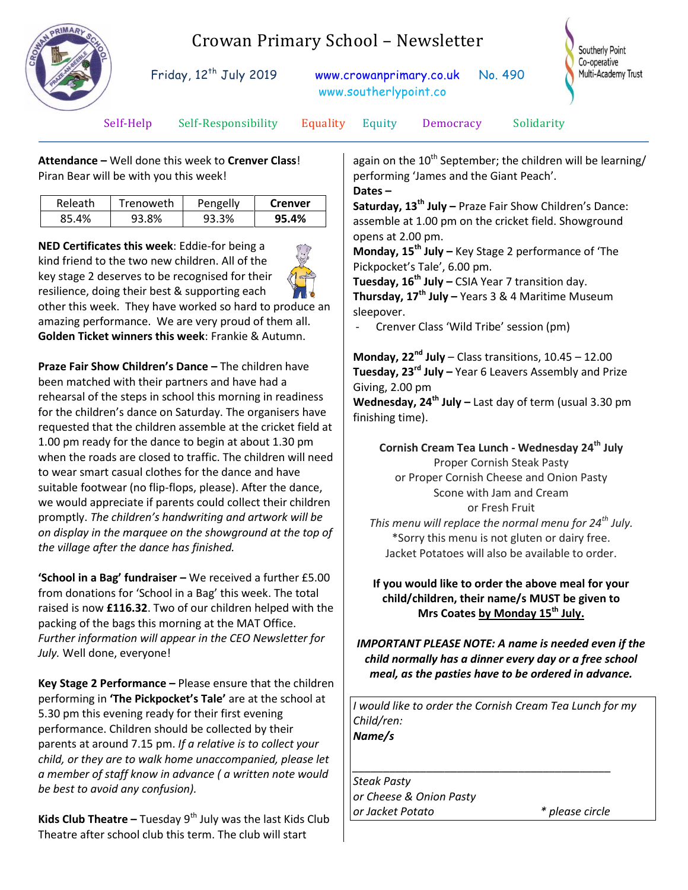# Crowan Primary School – Newsletter

Friday, 12th July 2019 www.crowanprimary.co.uk No. 490
www.southerlypoint.co

Southerly Point Co-operative Multi-Academy Trust

Self-Help Self-Responsibility Equality Equity Democracy Solidarity

**Attendance –** Well done this week to **Crenver Class**! Piran Bear will be with you this week!

| Releath | Trenoweth | Pengelly | **Crenver** |
|---|---|---|---|
| 85.4% | 93.8% | 93.3% | **95.4%** |

**NED Certificates this week**: Eddie-for being a kind friend to the two new children. All of the key stage 2 deserves to be recognised for their resilience, doing their best & supporting each other this week. They have worked so hard to produce an amazing performance. We are very proud of them all.
**Golden Ticket winners this week**: Frankie & Autumn.

**Praze Fair Show Children's Dance –** The children have been matched with their partners and have had a rehearsal of the steps in school this morning in readiness for the children's dance on Saturday. The organisers have requested that the children assemble at the cricket field at 1.00 pm ready for the dance to begin at about 1.30 pm when the roads are closed to traffic. The children will need to wear smart casual clothes for the dance and have suitable footwear (no flip-flops, please). After the dance, we would appreciate if parents could collect their children promptly. *The children's handwriting and artwork will be on display in the marquee on the showground at the top of the village after the dance has finished.*

**'School in a Bag' fundraiser –** We received a further £5.00 from donations for 'School in a Bag' this week. The total raised is now **£116.32**. Two of our children helped with the packing of the bags this morning at the MAT Office. *Further information will appear in the CEO Newsletter for July.* Well done, everyone!

**Key Stage 2 Performance –** Please ensure that the children performing in **'The Pickpocket's Tale'** are at the school at 5.30 pm this evening ready for their first evening performance. Children should be collected by their parents at around 7.15 pm. *If a relative is to collect your child, or they are to walk home unaccompanied, please let a member of staff know in advance ( a written note would be best to avoid any confusion).*

**Kids Club Theatre –** Tuesday 9th July was the last Kids Club Theatre after school club this term. The club will start again on the 10th September; the children will be learning/ performing 'James and the Giant Peach'.

**Dates –**

**Saturday, 13th July –** Praze Fair Show Children's Dance: assemble at 1.00 pm on the cricket field. Showground opens at 2.00 pm.
**Monday, 15th July –** Key Stage 2 performance of 'The Pickpocket's Tale', 6.00 pm.
**Tuesday, 16th July –** CSIA Year 7 transition day.
**Thursday, 17th July –** Years 3 & 4 Maritime Museum sleepover.

- Crenver Class 'Wild Tribe' session (pm)

**Monday, 22nd July** – Class transitions, 10.45 – 12.00
**Tuesday, 23rd July –** Year 6 Leavers Assembly and Prize Giving, 2.00 pm
**Wednesday, 24th July –** Last day of term (usual 3.30 pm finishing time).

**Cornish Cream Tea Lunch - Wednesday 24th July**
Proper Cornish Steak Pasty
or Proper Cornish Cheese and Onion Pasty
Scone with Jam and Cream
or Fresh Fruit
*This menu will replace the normal menu for 24th July.*
*Sorry this menu is not gluten or dairy free.
Jacket Potatoes will also be available to order.

**If you would like to order the above meal for your child/children, their name/s MUST be given to Mrs Coates by Monday 15th July.**

***IMPORTANT PLEASE NOTE: A name is needed even if the child normally has a dinner every day or a free school meal, as the pasties have to be ordered in advance.***

*I would like to order the Cornish Cream Tea Lunch for my Child/ren:*
***Name/s***

_______________________________________________

*Steak Pasty*
*or Cheese & Onion Pasty*
*or Jacket Potato* *\* please circle*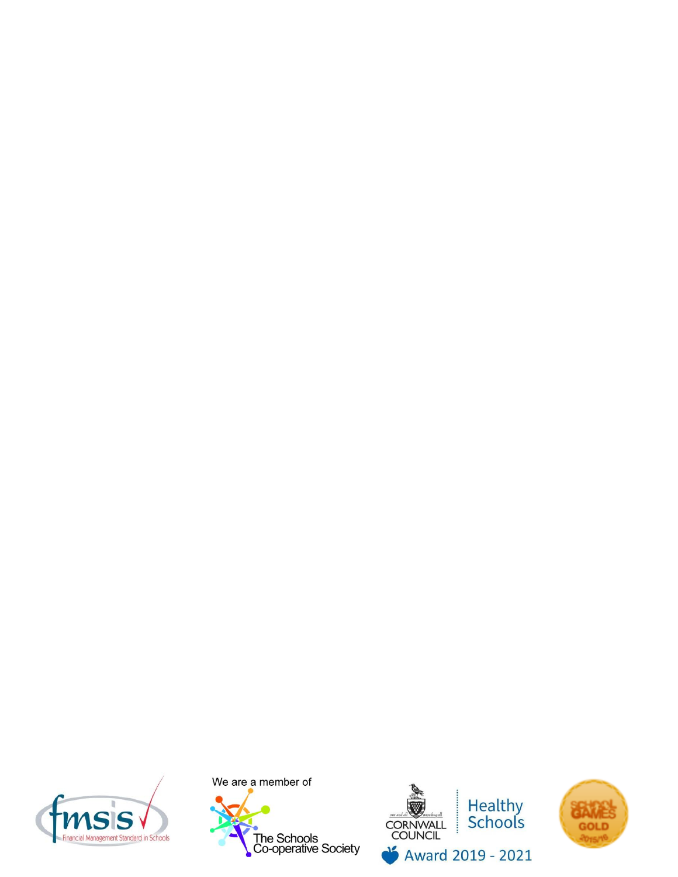Financial Management Standard in Schools

We are a member of

The Schools Co-operative Society

CORNWALL COUNCIL

Healthy Schools

Award 2019 - 2021